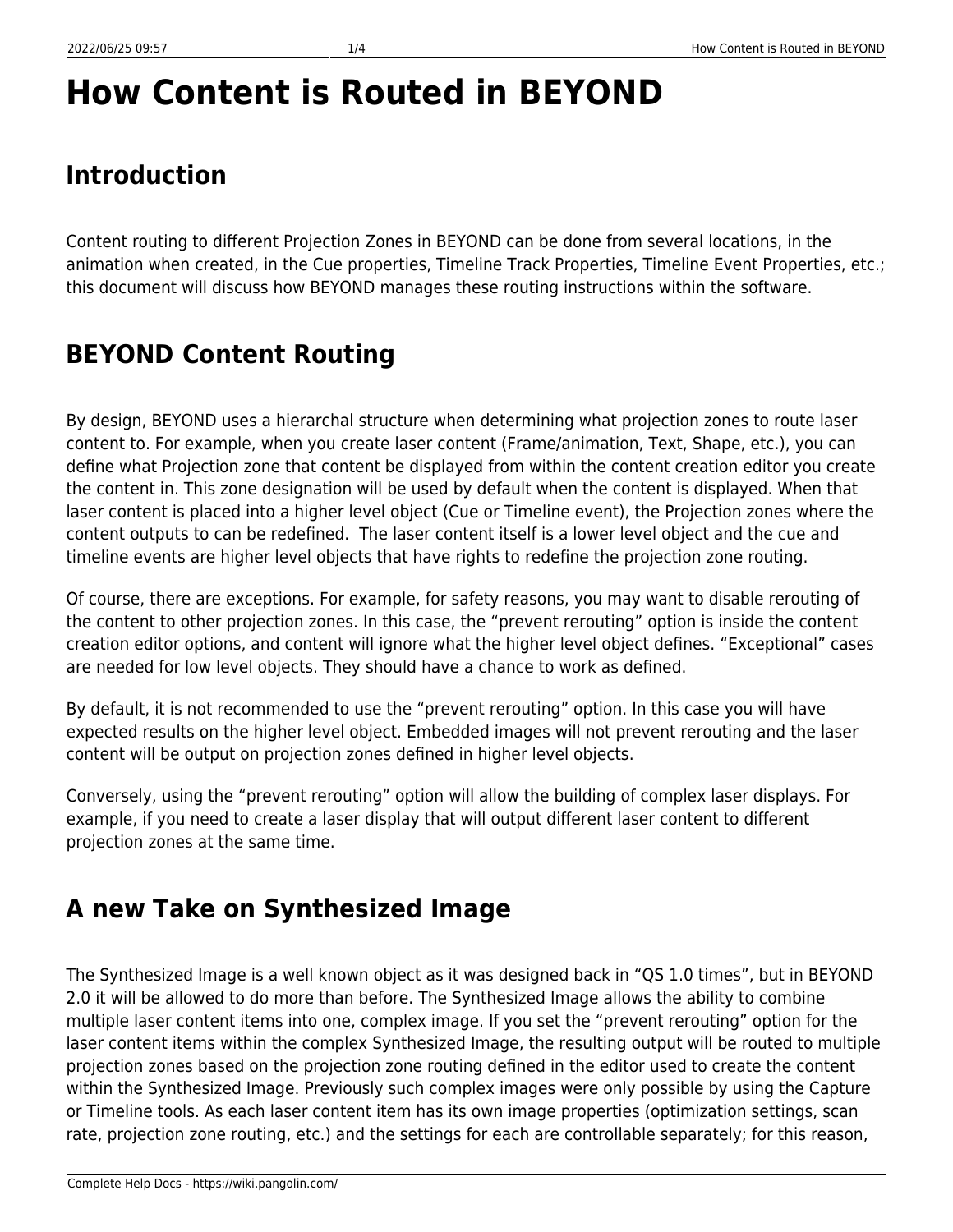# How Content is Routed in BEYOND

## Introduction

Content routing to different Projection Zones in BEYOND can be done from several locations, in the animation when created, in the Cue properties, Timeline Track Properties, Timeline Event Properties, etc.; this document will discuss how BEYOND manages these routing instructions within the software.

## BEYOND Content Routing

By design, BEYOND uses a hierarchal structure when determining what projection zones to route laser content to. For example, when you create laser content (Frame/animation, Text, Shape, etc.), you can define what Projection zone that content be displayed from within the content creation editor you create the content in. This zone designation will be used by default when the content is displayed. When that laser content is placed into a higher level object (Cue or Timeline event), the Projection zones where the content outputs to can be redefined.  The laser content itself is a lower level object and the cue and timeline events are higher level objects that have rights to redefine the projection zone routing.

Of course, there are exceptions. For example, for safety reasons, you may want to disable rerouting of the content to other projection zones. In this case, the “prevent rerouting” option is inside the content creation editor options, and content will ignore what the higher level object defines. “Exceptional” cases are needed for low level objects. They should have a chance to work as defined.

By default, it is not recommended to use the “prevent rerouting” option. In this case you will have expected results on the higher level object. Embedded images will not prevent rerouting and the laser content will be output on projection zones defined in higher level objects.

Conversely, using the “prevent rerouting” option will allow the building of complex laser displays. For example, if you need to create a laser display that will output different laser content to different projection zones at the same time.

## A new Take on Synthesized Image

The Synthesized Image is a well known object as it was designed back in “QS 1.0 times”, but in BEYOND 2.0 it will be allowed to do more than before. The Synthesized Image allows the ability to combine multiple laser content items into one, complex image. If you set the “prevent rerouting” option for the laser content items within the complex Synthesized Image, the resulting output will be routed to multiple projection zones based on the projection zone routing defined in the editor used to create the content within the Synthesized Image. Previously such complex images were only possible by using the Capture or Timeline tools. As each laser content item has its own image properties (optimization settings, scan rate, projection zone routing, etc.) and the settings for each are controllable separately; for this reason,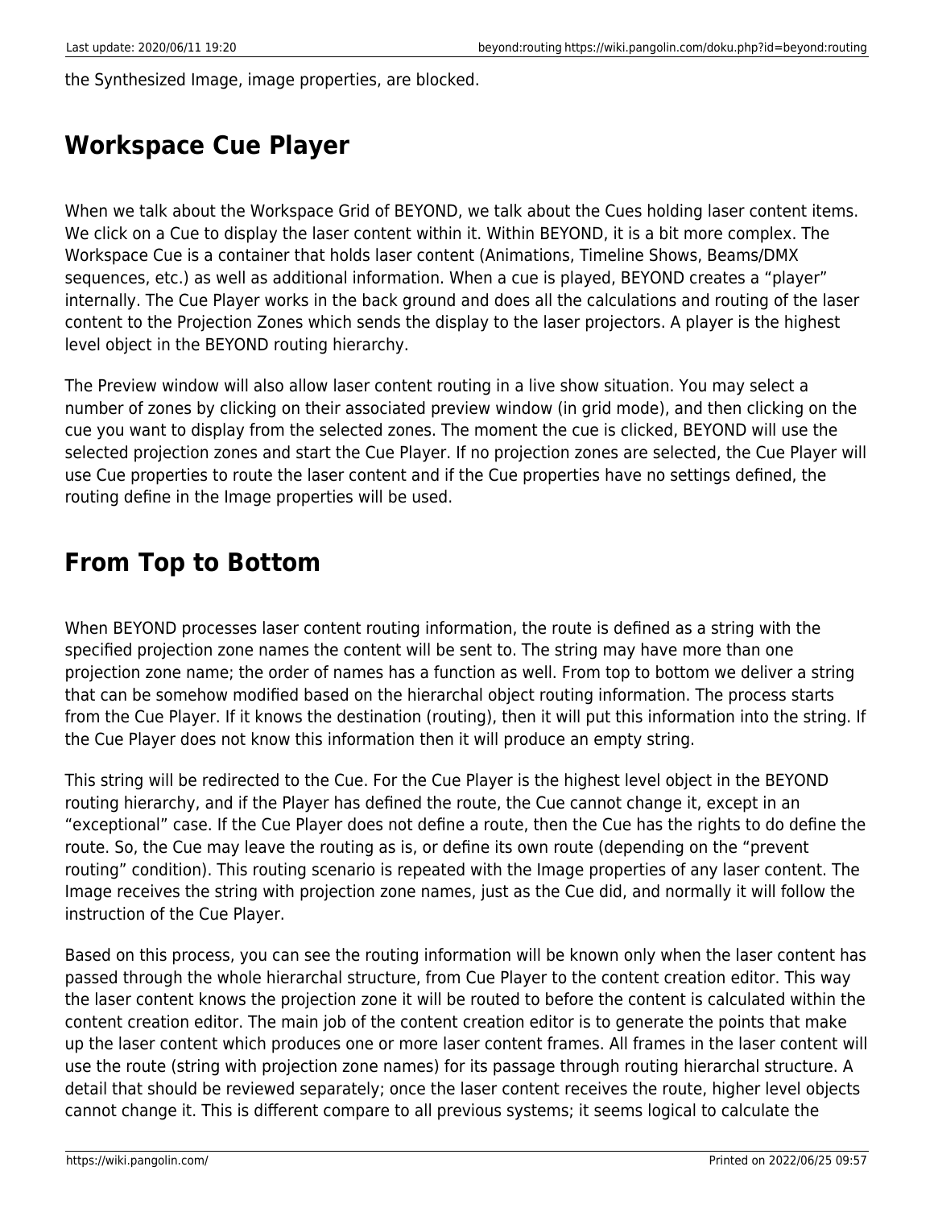the Synthesized Image, image properties, are blocked.

## Workspace Cue Player

When we talk about the Workspace Grid of BEYOND, we talk about the Cues holding laser content items. We click on a Cue to display the laser content within it. Within BEYOND, it is a bit more complex. The Workspace Cue is a container that holds laser content (Animations, Timeline Shows, Beams/DMX sequences, etc.) as well as additional information. When a cue is played, BEYOND creates a "player" internally. The Cue Player works in the back ground and does all the calculations and routing of the laser content to the Projection Zones which sends the display to the laser projectors. A player is the highest level object in the BEYOND routing hierarchy.

The Preview window will also allow laser content routing in a live show situation. You may select a number of zones by clicking on their associated preview window (in grid mode), and then clicking on the cue you want to display from the selected zones. The moment the cue is clicked, BEYOND will use the selected projection zones and start the Cue Player. If no projection zones are selected, the Cue Player will use Cue properties to route the laser content and if the Cue properties have no settings defined, the routing define in the Image properties will be used.

## From Top to Bottom

When BEYOND processes laser content routing information, the route is defined as a string with the specified projection zone names the content will be sent to. The string may have more than one projection zone name; the order of names has a function as well. From top to bottom we deliver a string that can be somehow modified based on the hierarchal object routing information. The process starts from the Cue Player. If it knows the destination (routing), then it will put this information into the string. If the Cue Player does not know this information then it will produce an empty string.

This string will be redirected to the Cue. For the Cue Player is the highest level object in the BEYOND routing hierarchy, and if the Player has defined the route, the Cue cannot change it, except in an "exceptional" case. If the Cue Player does not define a route, then the Cue has the rights to do define the route. So, the Cue may leave the routing as is, or define its own route (depending on the "prevent routing" condition). This routing scenario is repeated with the Image properties of any laser content. The Image receives the string with projection zone names, just as the Cue did, and normally it will follow the instruction of the Cue Player.

Based on this process, you can see the routing information will be known only when the laser content has passed through the whole hierarchal structure, from Cue Player to the content creation editor. This way the laser content knows the projection zone it will be routed to before the content is calculated within the content creation editor. The main job of the content creation editor is to generate the points that make up the laser content which produces one or more laser content frames. All frames in the laser content will use the route (string with projection zone names) for its passage through routing hierarchal structure. A detail that should be reviewed separately; once the laser content receives the route, higher level objects cannot change it. This is different compare to all previous systems; it seems logical to calculate the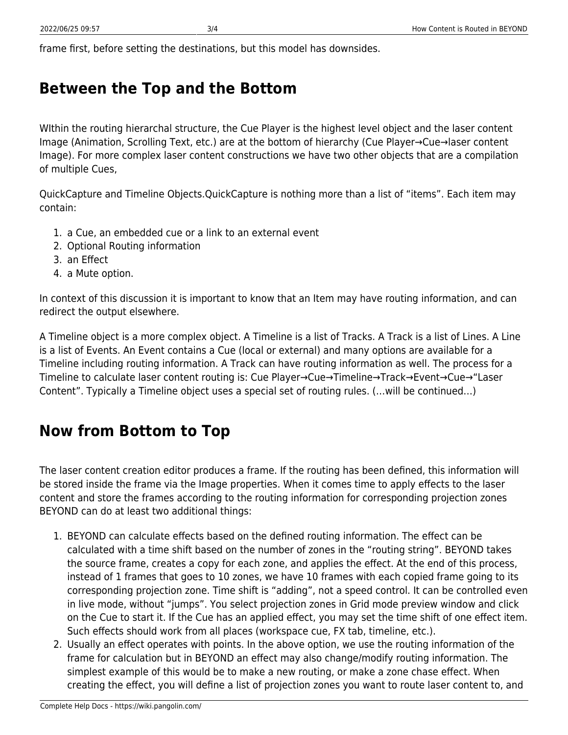frame first, before setting the destinations, but this model has downsides.

## Between the Top and the Bottom

WIthin the routing hierarchal structure, the Cue Player is the highest level object and the laser content Image (Animation, Scrolling Text, etc.) are at the bottom of hierarchy (Cue Player→Cue→laser content Image). For more complex laser content constructions we have two other objects that are a compilation of multiple Cues,

QuickCapture and Timeline Objects.QuickCapture is nothing more than a list of “items”. Each item may contain:

1. a Cue, an embedded cue or a link to an external event
2. Optional Routing information
3. an Effect
4. a Mute option.

In context of this discussion it is important to know that an Item may have routing information, and can redirect the output elsewhere.

A Timeline object is a more complex object. A Timeline is a list of Tracks. A Track is a list of Lines. A Line is a list of Events. An Event contains a Cue (local or external) and many options are available for a Timeline including routing information. A Track can have routing information as well. The process for a Timeline to calculate laser content routing is: Cue Player→Cue→Timeline→Track→Event→Cue→“Laser Content”. Typically a Timeline object uses a special set of routing rules. (…will be continued…)

## Now from Bottom to Top

The laser content creation editor produces a frame. If the routing has been defined, this information will be stored inside the frame via the Image properties. When it comes time to apply effects to the laser content and store the frames according to the routing information for corresponding projection zones BEYOND can do at least two additional things:

1. BEYOND can calculate effects based on the defined routing information. The effect can be calculated with a time shift based on the number of zones in the “routing string”. BEYOND takes the source frame, creates a copy for each zone, and applies the effect. At the end of this process, instead of 1 frames that goes to 10 zones, we have 10 frames with each copied frame going to its corresponding projection zone. Time shift is “adding”, not a speed control. It can be controlled even in live mode, without “jumps”. You select projection zones in Grid mode preview window and click on the Cue to start it. If the Cue has an applied effect, you may set the time shift of one effect item. Such effects should work from all places (workspace cue, FX tab, timeline, etc.).
2. Usually an effect operates with points. In the above option, we use the routing information of the frame for calculation but in BEYOND an effect may also change/modify routing information. The simplest example of this would be to make a new routing, or make a zone chase effect. When creating the effect, you will define a list of projection zones you want to route laser content to, and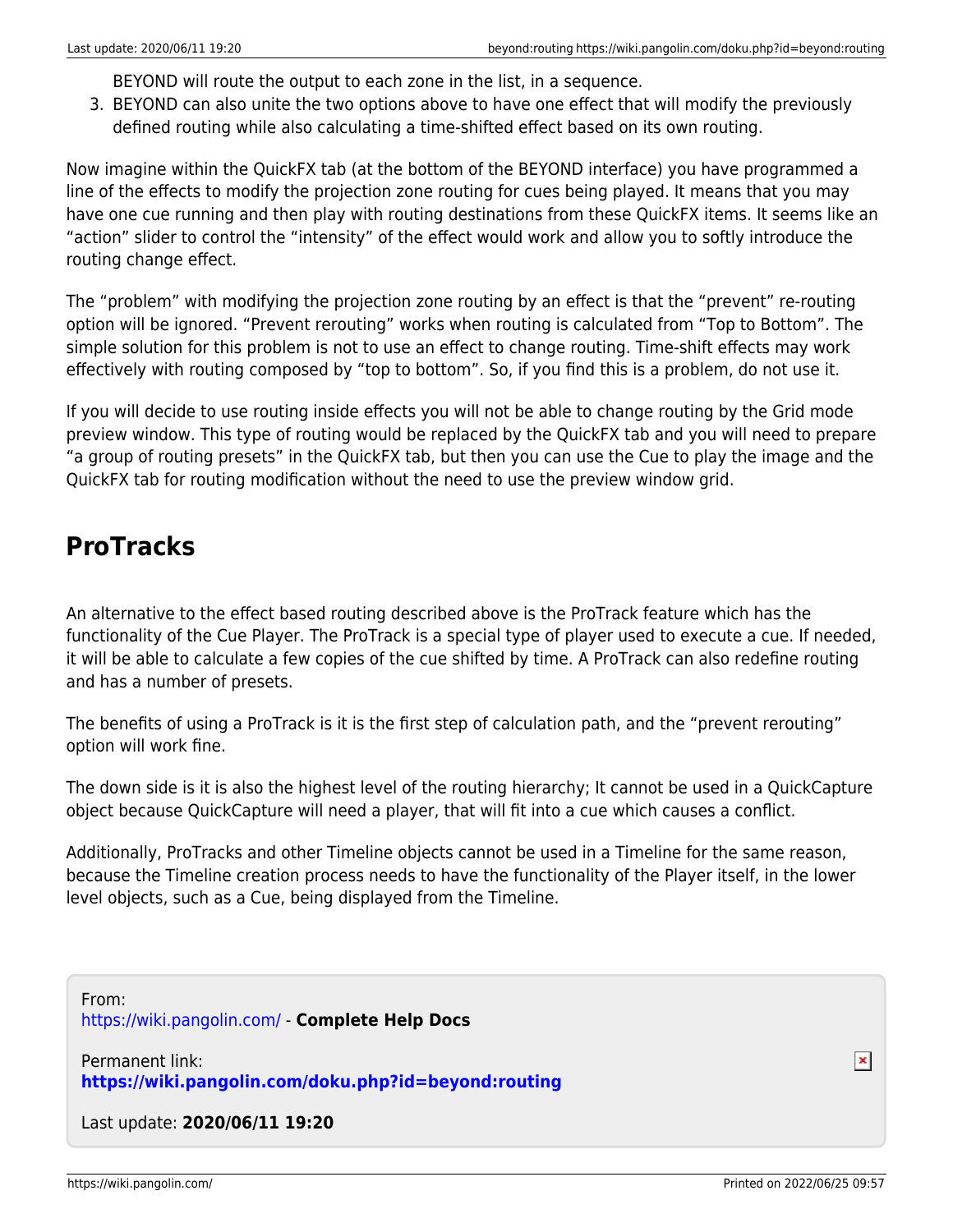BEYOND will route the output to each zone in the list, in a sequence.

3. BEYOND can also unite the two options above to have one effect that will modify the previously defined routing while also calculating a time-shifted effect based on its own routing.

Now imagine within the QuickFX tab (at the bottom of the BEYOND interface) you have programmed a line of the effects to modify the projection zone routing for cues being played. It means that you may have one cue running and then play with routing destinations from these QuickFX items. It seems like an “action” slider to control the “intensity” of the effect would work and allow you to softly introduce the routing change effect.

The “problem” with modifying the projection zone routing by an effect is that the “prevent” re-routing option will be ignored. “Prevent rerouting” works when routing is calculated from “Top to Bottom”. The simple solution for this problem is not to use an effect to change routing. Time-shift effects may work effectively with routing composed by “top to bottom”. So, if you find this is a problem, do not use it.

If you will decide to use routing inside effects you will not be able to change routing by the Grid mode preview window. This type of routing would be replaced by the QuickFX tab and you will need to prepare “a group of routing presets” in the QuickFX tab, but then you can use the Cue to play the image and the QuickFX tab for routing modification without the need to use the preview window grid.

## ProTracks

An alternative to the effect based routing described above is the ProTrack feature which has the functionality of the Cue Player. The ProTrack is a special type of player used to execute a cue. If needed, it will be able to calculate a few copies of the cue shifted by time. A ProTrack can also redefine routing and has a number of presets.

The benefits of using a ProTrack is it is the first step of calculation path, and the “prevent rerouting” option will work fine.

The down side is it is also the highest level of the routing hierarchy; It cannot be used in a QuickCapture object because QuickCapture will need a player, that will fit into a cue which causes a conflict.

Additionally, ProTracks and other Timeline objects cannot be used in a Timeline for the same reason, because the Timeline creation process needs to have the functionality of the Player itself, in the lower level objects, such as a Cue, being displayed from the Timeline.

From:
https://wiki.pangolin.com/ - **Complete Help Docs**

Permanent link:
**https://wiki.pangolin.com/doku.php?id=beyond:routing**

Last update: **2020/06/11 19:20**